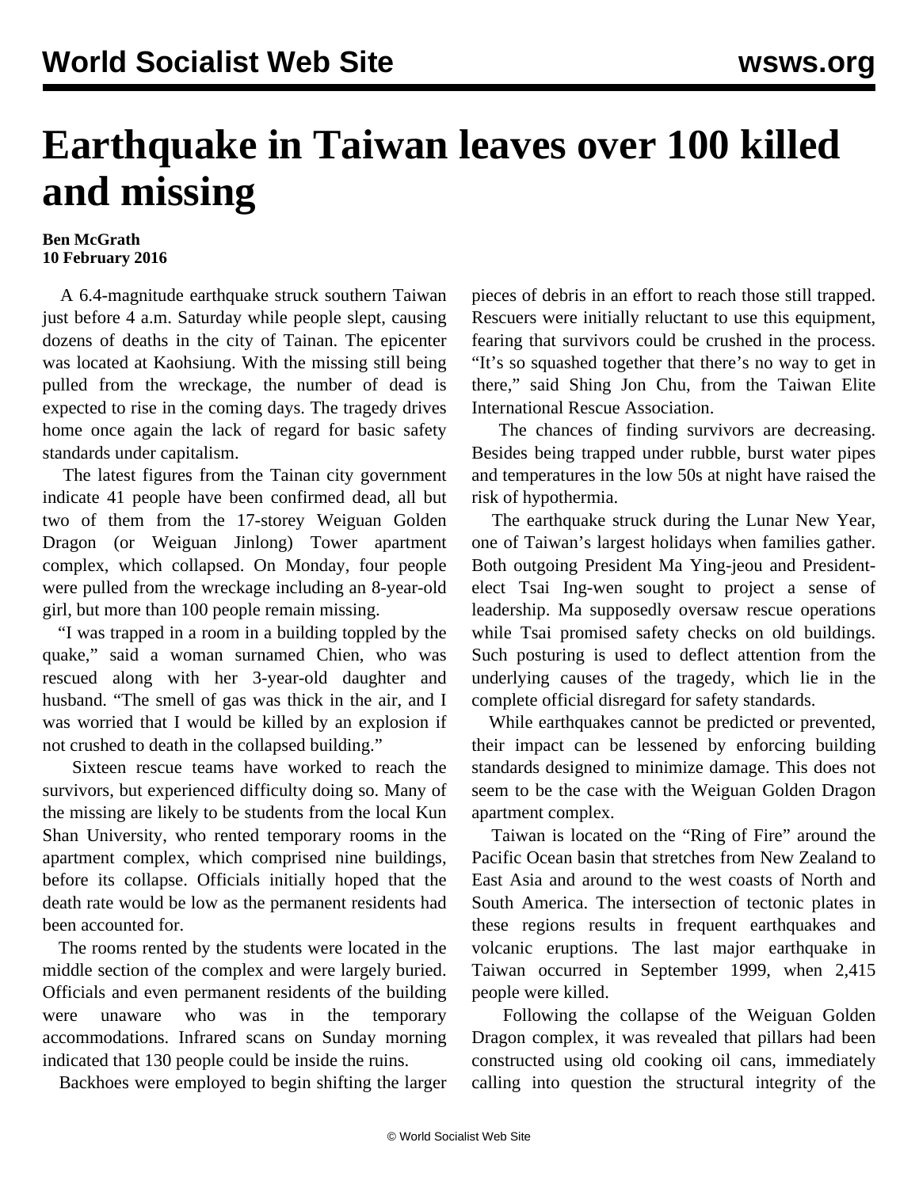# Earthquake in Taiwan leaves over 100 killed and missing

**Ben McGrath**
**10 February 2016**

A 6.4-magnitude earthquake struck southern Taiwan just before 4 a.m. Saturday while people slept, causing dozens of deaths in the city of Tainan. The epicenter was located at Kaohsiung. With the missing still being pulled from the wreckage, the number of dead is expected to rise in the coming days. The tragedy drives home once again the lack of regard for basic safety standards under capitalism.

The latest figures from the Tainan city government indicate 41 people have been confirmed dead, all but two of them from the 17-storey Weiguan Golden Dragon (or Weiguan Jinlong) Tower apartment complex, which collapsed. On Monday, four people were pulled from the wreckage including an 8-year-old girl, but more than 100 people remain missing.

"I was trapped in a room in a building toppled by the quake," said a woman surnamed Chien, who was rescued along with her 3-year-old daughter and husband. "The smell of gas was thick in the air, and I was worried that I would be killed by an explosion if not crushed to death in the collapsed building."

Sixteen rescue teams have worked to reach the survivors, but experienced difficulty doing so. Many of the missing are likely to be students from the local Kun Shan University, who rented temporary rooms in the apartment complex, which comprised nine buildings, before its collapse. Officials initially hoped that the death rate would be low as the permanent residents had been accounted for.

The rooms rented by the students were located in the middle section of the complex and were largely buried. Officials and even permanent residents of the building were unaware who was in the temporary accommodations. Infrared scans on Sunday morning indicated that 130 people could be inside the ruins.

Backhoes were employed to begin shifting the larger pieces of debris in an effort to reach those still trapped. Rescuers were initially reluctant to use this equipment, fearing that survivors could be crushed in the process. "It's so squashed together that there's no way to get in there," said Shing Jon Chu, from the Taiwan Elite International Rescue Association.

The chances of finding survivors are decreasing. Besides being trapped under rubble, burst water pipes and temperatures in the low 50s at night have raised the risk of hypothermia.

The earthquake struck during the Lunar New Year, one of Taiwan's largest holidays when families gather. Both outgoing President Ma Ying-jeou and President-elect Tsai Ing-wen sought to project a sense of leadership. Ma supposedly oversaw rescue operations while Tsai promised safety checks on old buildings. Such posturing is used to deflect attention from the underlying causes of the tragedy, which lie in the complete official disregard for safety standards.

While earthquakes cannot be predicted or prevented, their impact can be lessened by enforcing building standards designed to minimize damage. This does not seem to be the case with the Weiguan Golden Dragon apartment complex.

Taiwan is located on the "Ring of Fire" around the Pacific Ocean basin that stretches from New Zealand to East Asia and around to the west coasts of North and South America. The intersection of tectonic plates in these regions results in frequent earthquakes and volcanic eruptions. The last major earthquake in Taiwan occurred in September 1999, when 2,415 people were killed.

Following the collapse of the Weiguan Golden Dragon complex, it was revealed that pillars had been constructed using old cooking oil cans, immediately calling into question the structural integrity of the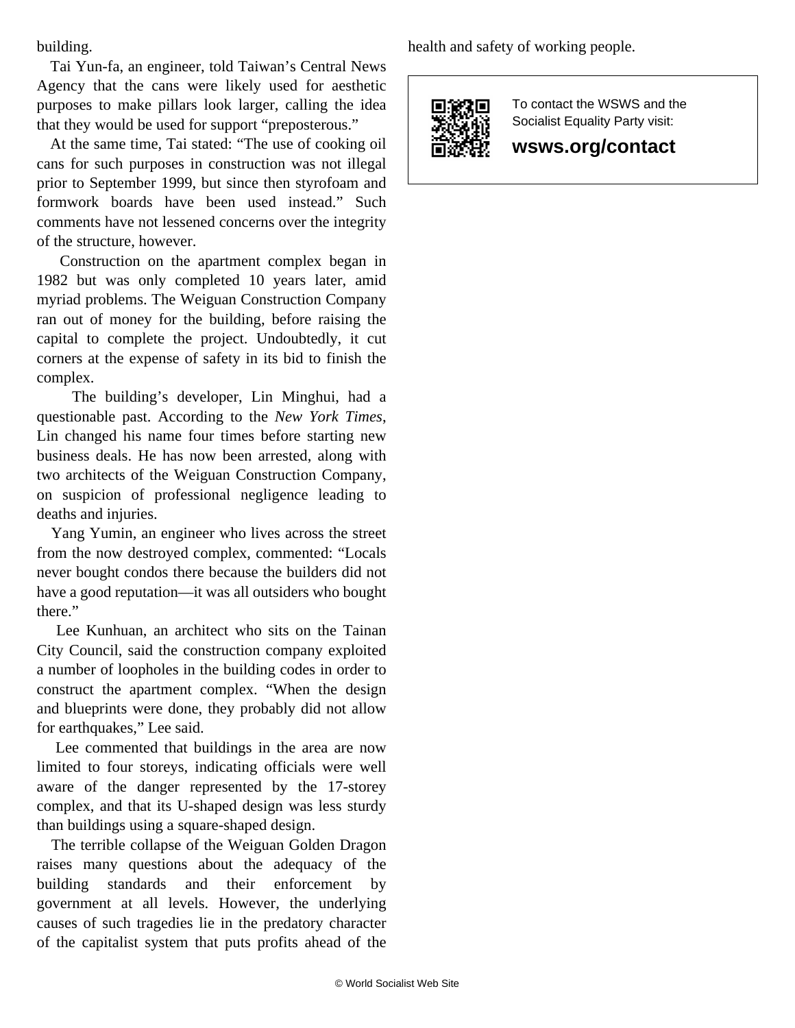building.

Tai Yun-fa, an engineer, told Taiwan's Central News Agency that the cans were likely used for aesthetic purposes to make pillars look larger, calling the idea that they would be used for support "preposterous."

At the same time, Tai stated: "The use of cooking oil cans for such purposes in construction was not illegal prior to September 1999, but since then styrofoam and formwork boards have been used instead." Such comments have not lessened concerns over the integrity of the structure, however.

Construction on the apartment complex began in 1982 but was only completed 10 years later, amid myriad problems. The Weiguan Construction Company ran out of money for the building, before raising the capital to complete the project. Undoubtedly, it cut corners at the expense of safety in its bid to finish the complex.

The building's developer, Lin Minghui, had a questionable past. According to the *New York Times*, Lin changed his name four times before starting new business deals. He has now been arrested, along with two architects of the Weiguan Construction Company, on suspicion of professional negligence leading to deaths and injuries.

Yang Yumin, an engineer who lives across the street from the now destroyed complex, commented: "Locals never bought condos there because the builders did not have a good reputation—it was all outsiders who bought there."

Lee Kunhuan, an architect who sits on the Tainan City Council, said the construction company exploited a number of loopholes in the building codes in order to construct the apartment complex. "When the design and blueprints were done, they probably did not allow for earthquakes," Lee said.

Lee commented that buildings in the area are now limited to four storeys, indicating officials were well aware of the danger represented by the 17-storey complex, and that its U-shaped design was less sturdy than buildings using a square-shaped design.

The terrible collapse of the Weiguan Golden Dragon raises many questions about the adequacy of the building standards and their enforcement by government at all levels. However, the underlying causes of such tragedies lie in the predatory character of the capitalist system that puts profits ahead of the health and safety of working people.

To contact the WSWS and the Socialist Equality Party visit:

**wsws.org/contact**